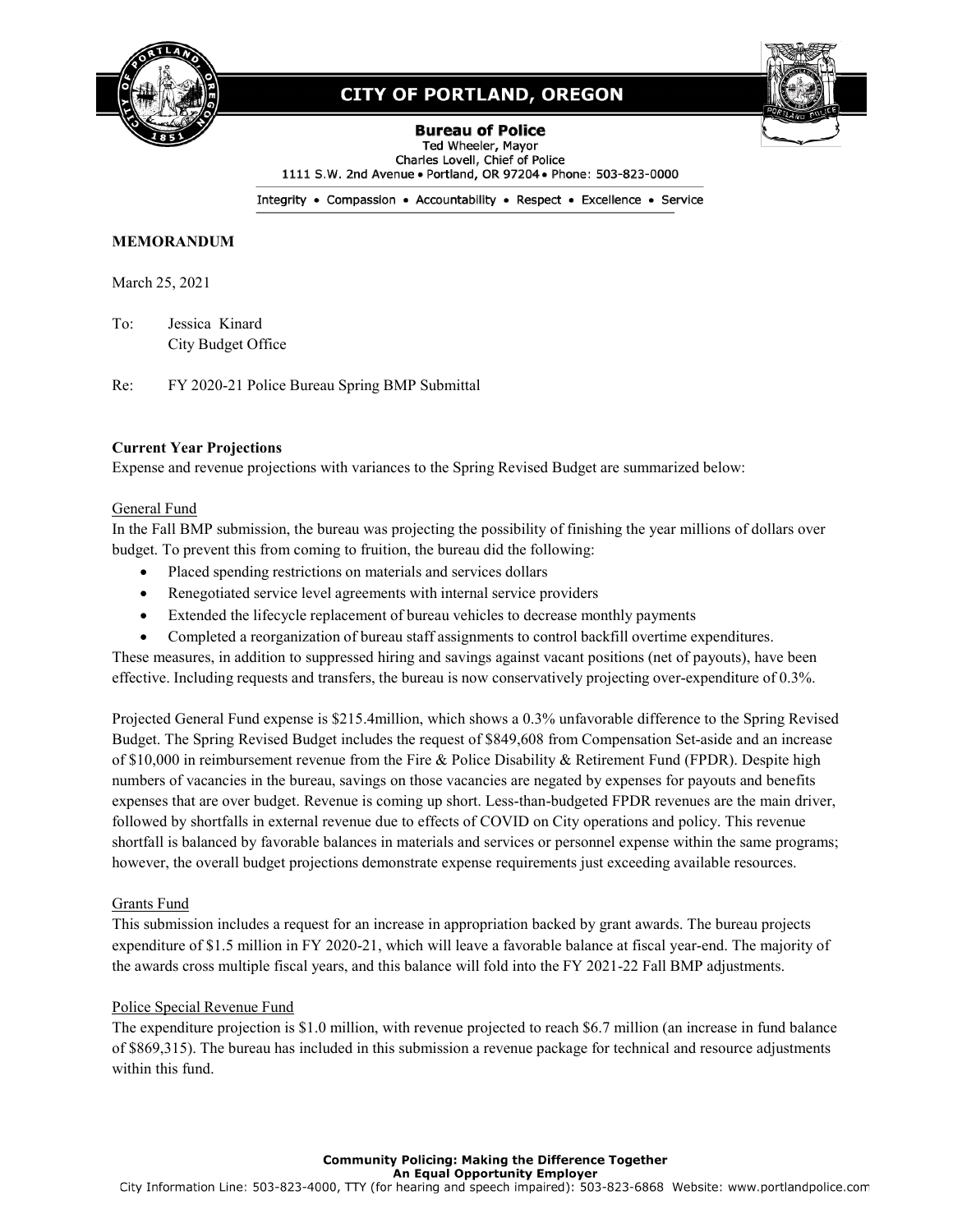# CITY OF PORTLAND, OREGON

**Bureau of Police**
Ted Wheeler, Mayor
Charles Lovell, Chief of Police
1111 S.W. 2nd Avenue • Portland, OR 97204 • Phone: 503-823-0000

Integrity • Compassion • Accountability • Respect • Excellence • Service

**MEMORANDUM**

March 25, 2021

To: Jessica Kinard
City Budget Office

Re: FY 2020-21 Police Bureau Spring BMP Submittal

**Current Year Projections**

Expense and revenue projections with variances to the Spring Revised Budget are summarized below:

General Fund

In the Fall BMP submission, the bureau was projecting the possibility of finishing the year millions of dollars over budget. To prevent this from coming to fruition, the bureau did the following:

- Placed spending restrictions on materials and services dollars
- Renegotiated service level agreements with internal service providers
- Extended the lifecycle replacement of bureau vehicles to decrease monthly payments
- Completed a reorganization of bureau staff assignments to control backfill overtime expenditures.

These measures, in addition to suppressed hiring and savings against vacant positions (net of payouts), have been effective. Including requests and transfers, the bureau is now conservatively projecting over-expenditure of 0.3%.

Projected General Fund expense is $215.4million, which shows a 0.3% unfavorable difference to the Spring Revised Budget. The Spring Revised Budget includes the request of $849,608 from Compensation Set-aside and an increase of $10,000 in reimbursement revenue from the Fire & Police Disability & Retirement Fund (FPDR). Despite high numbers of vacancies in the bureau, savings on those vacancies are negated by expenses for payouts and benefits expenses that are over budget. Revenue is coming up short. Less-than-budgeted FPDR revenues are the main driver, followed by shortfalls in external revenue due to effects of COVID on City operations and policy. This revenue shortfall is balanced by favorable balances in materials and services or personnel expense within the same programs; however, the overall budget projections demonstrate expense requirements just exceeding available resources.

Grants Fund

This submission includes a request for an increase in appropriation backed by grant awards. The bureau projects expenditure of $1.5 million in FY 2020-21, which will leave a favorable balance at fiscal year-end. The majority of the awards cross multiple fiscal years, and this balance will fold into the FY 2021-22 Fall BMP adjustments.

Police Special Revenue Fund

The expenditure projection is $1.0 million, with revenue projected to reach $6.7 million (an increase in fund balance of $869,315). The bureau has included in this submission a revenue package for technical and resource adjustments within this fund.

**Community Policing: Making the Difference Together**
**An Equal Opportunity Employer**
City Information Line: 503-823-4000, TTY (for hearing and speech impaired): 503-823-6868 Website: www.portlandpolice.com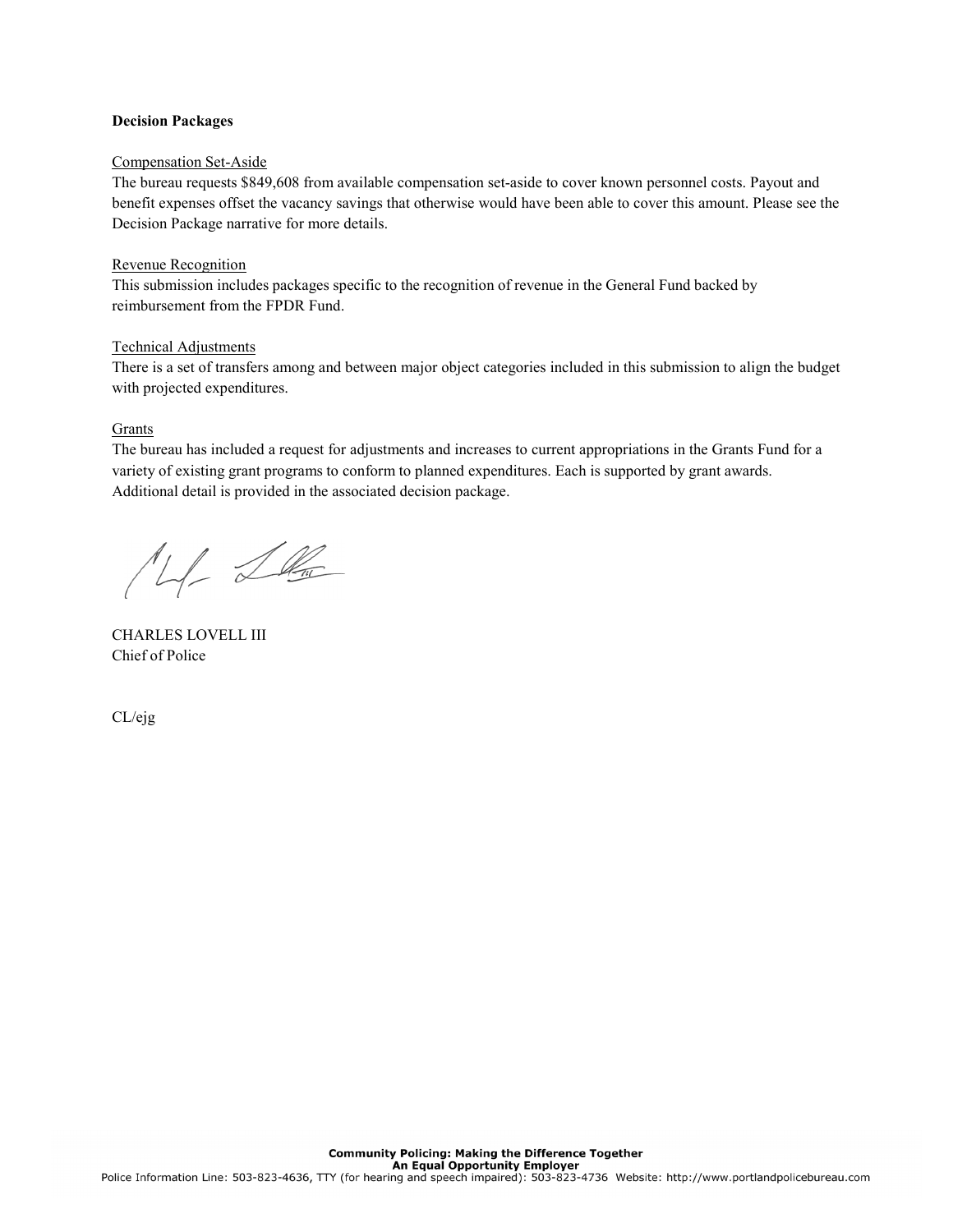**Decision Packages**

Compensation Set-Aside

The bureau requests $849,608 from available compensation set-aside to cover known personnel costs. Payout and benefit expenses offset the vacancy savings that otherwise would have been able to cover this amount. Please see the Decision Package narrative for more details.

Revenue Recognition

This submission includes packages specific to the recognition of revenue in the General Fund backed by reimbursement from the FPDR Fund.

Technical Adjustments

There is a set of transfers among and between major object categories included in this submission to align the budget with projected expenditures.

Grants

The bureau has included a request for adjustments and increases to current appropriations in the Grants Fund for a variety of existing grant programs to conform to planned expenditures. Each is supported by grant awards. Additional detail is provided in the associated decision package.

CHARLES LOVELL III
Chief of Police

CL/ejg

**Community Policing: Making the Difference Together**
**An Equal Opportunity Employer**
Police Information Line: 503-823-4636, TTY (for hearing and speech impaired): 503-823-4736 Website: http://www.portlandpolicebureau.com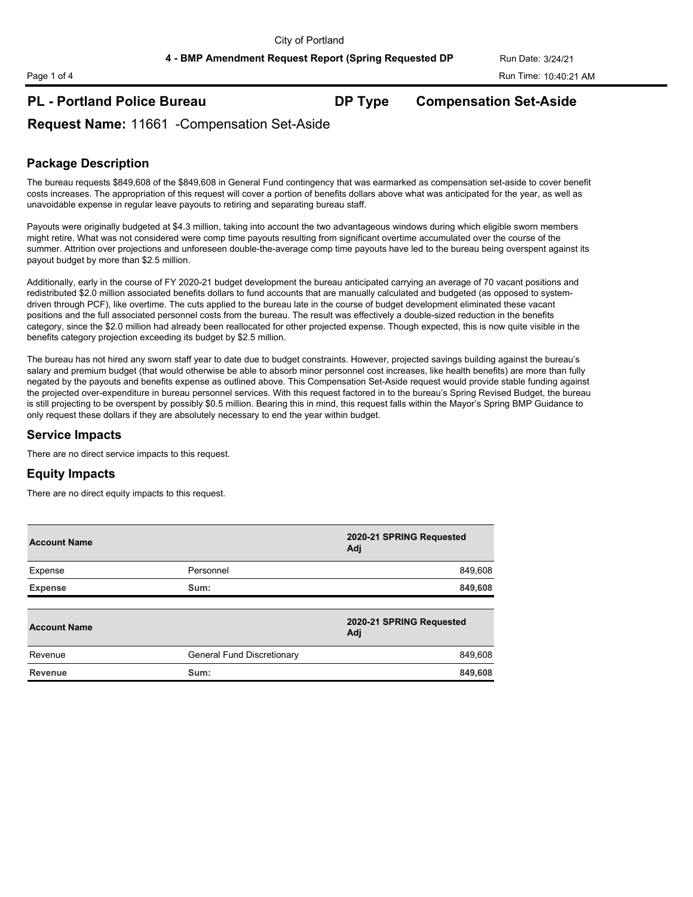City of Portland

**4 - BMP Amendment Request Report (Spring Requested DP**

Run Date: 3/24/21

Run Time: 10:40:21 AM

## PL - Portland Police Bureau — DP Type — Compensation Set-Aside

## Request Name: 11661 -Compensation Set-Aside

### Package Description

The bureau requests $849,608 of the $849,608 in General Fund contingency that was earmarked as compensation set-aside to cover benefit costs increases. The appropriation of this request will cover a portion of benefits dollars above what was anticipated for the year, as well as unavoidable expense in regular leave payouts to retiring and separating bureau staff.

Payouts were originally budgeted at $4.3 million, taking into account the two advantageous windows during which eligible sworn members might retire. What was not considered were comp time payouts resulting from significant overtime accumulated over the course of the summer. Attrition over projections and unforeseen double-the-average comp time payouts have led to the bureau being overspent against its payout budget by more than $2.5 million.

Additionally, early in the course of FY 2020-21 budget development the bureau anticipated carrying an average of 70 vacant positions and redistributed $2.0 million associated benefits dollars to fund accounts that are manually calculated and budgeted (as opposed to system-driven through PCF), like overtime. The cuts applied to the bureau late in the course of budget development eliminated these vacant positions and the full associated personnel costs from the bureau. The result was effectively a double-sized reduction in the benefits category, since the $2.0 million had already been reallocated for other projected expense. Though expected, this is now quite visible in the benefits category projection exceeding its budget by $2.5 million.

The bureau has not hired any sworn staff year to date due to budget constraints. However, projected savings building against the bureau's salary and premium budget (that would otherwise be able to absorb minor personnel cost increases, like health benefits) are more than fully negated by the payouts and benefits expense as outlined above. This Compensation Set-Aside request would provide stable funding against the projected over-expenditure in bureau personnel services. With this request factored in to the bureau's Spring Revised Budget, the bureau is still projecting to be overspent by possibly $0.5 million. Bearing this in mind, this request falls within the Mayor's Spring BMP Guidance to only request these dollars if they are absolutely necessary to end the year within budget.

### Service Impacts

There are no direct service impacts to this request.

### Equity Impacts

There are no direct equity impacts to this request.

| Account Name | | 2020-21 SPRING Requested Adj |
|---|---|---|
| Expense | Personnel | 849,608 |
| **Expense** | **Sum:** | **849,608** |

| Account Name | | 2020-21 SPRING Requested Adj |
|---|---|---|
| Revenue | General Fund Discretionary | 849,608 |
| **Revenue** | **Sum:** | **849,608** |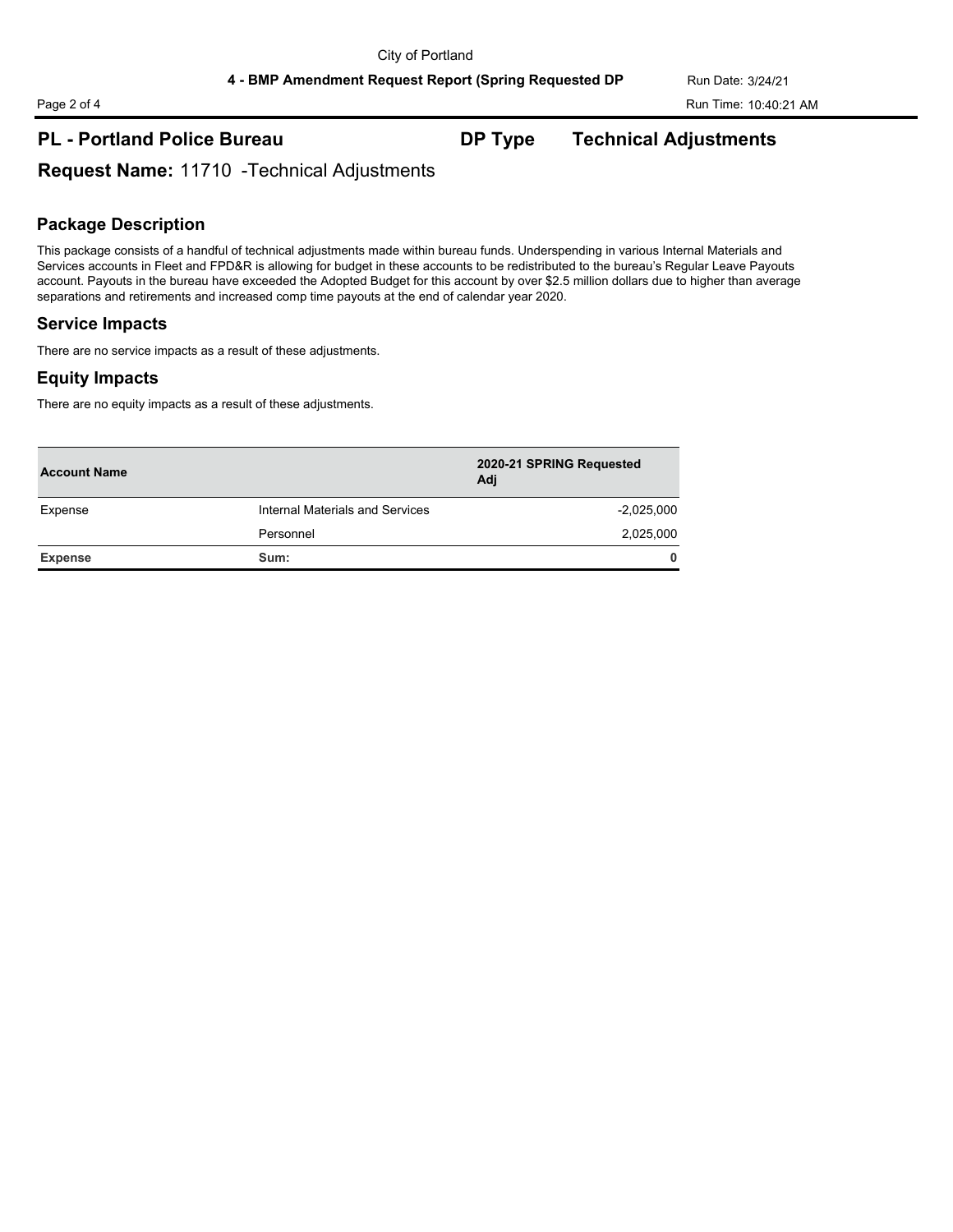## PL - Portland Police Bureau

**DP Type** **Technical Adjustments**

**Request Name:** 11710 -Technical Adjustments

### Package Description

This package consists of a handful of technical adjustments made within bureau funds. Underspending in various Internal Materials and Services accounts in Fleet and FPD&R is allowing for budget in these accounts to be redistributed to the bureau's Regular Leave Payouts account. Payouts in the bureau have exceeded the Adopted Budget for this account by over $2.5 million dollars due to higher than average separations and retirements and increased comp time payouts at the end of calendar year 2020.

### Service Impacts

There are no service impacts as a result of these adjustments.

### Equity Impacts

There are no equity impacts as a result of these adjustments.

| Account Name | | 2020-21 SPRING Requested Adj |
|---|---|---|
| Expense | Internal Materials and Services | -2,025,000 |
| | Personnel | 2,025,000 |
| **Expense** | **Sum:** | **0** |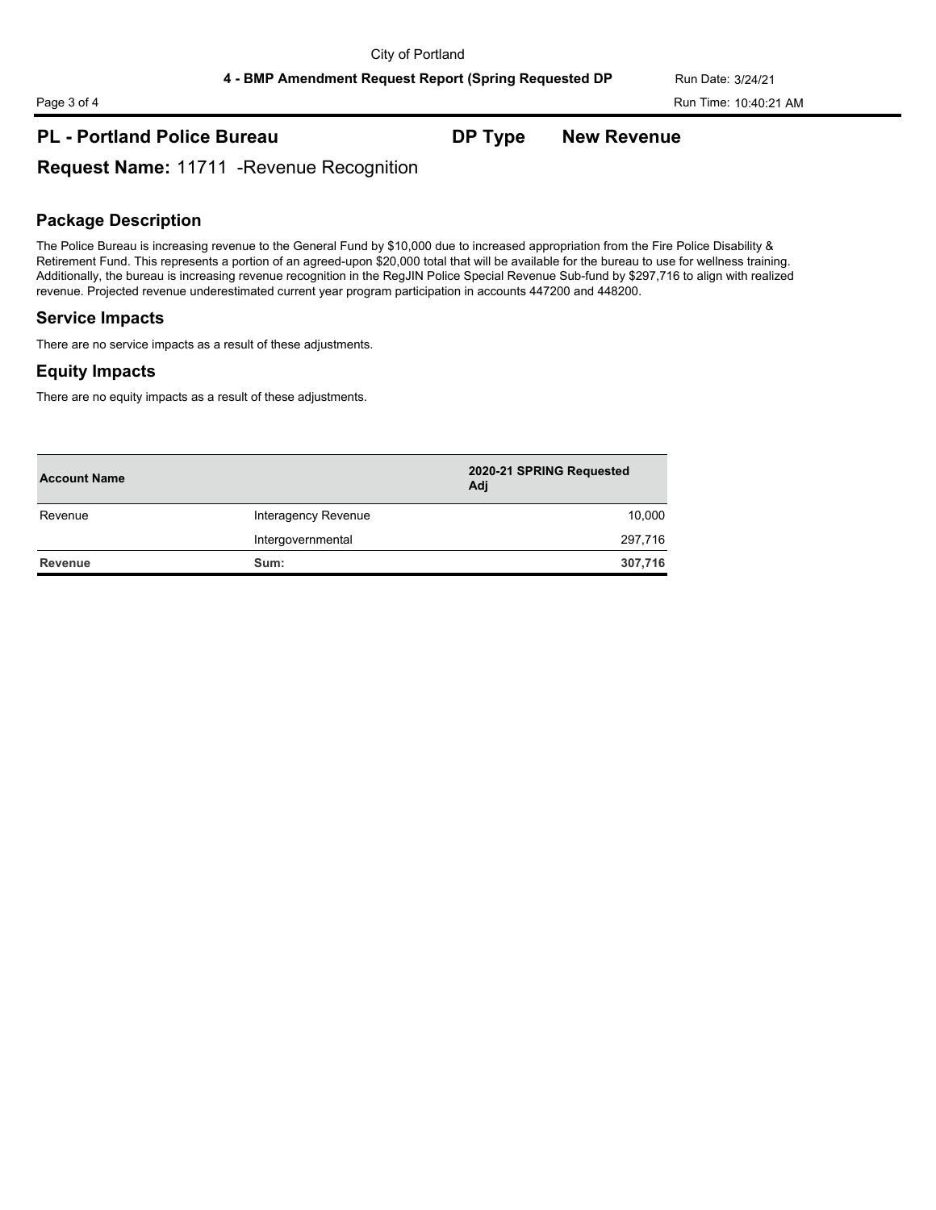## PL - Portland Police Bureau

**DP Type** New Revenue

**Request Name:** 11711 -Revenue Recognition

### Package Description

The Police Bureau is increasing revenue to the General Fund by $10,000 due to increased appropriation from the Fire Police Disability & Retirement Fund. This represents a portion of an agreed-upon $20,000 total that will be available for the bureau to use for wellness training. Additionally, the bureau is increasing revenue recognition in the RegJIN Police Special Revenue Sub-fund by $297,716 to align with realized revenue. Projected revenue underestimated current year program participation in accounts 447200 and 448200.

### Service Impacts

There are no service impacts as a result of these adjustments.

### Equity Impacts

There are no equity impacts as a result of these adjustments.

| Account Name | | 2020-21 SPRING Requested Adj |
|---|---|---|
| Revenue | Interagency Revenue | 10,000 |
| | Intergovernmental | 297,716 |
| **Revenue** | **Sum:** | **307,716** |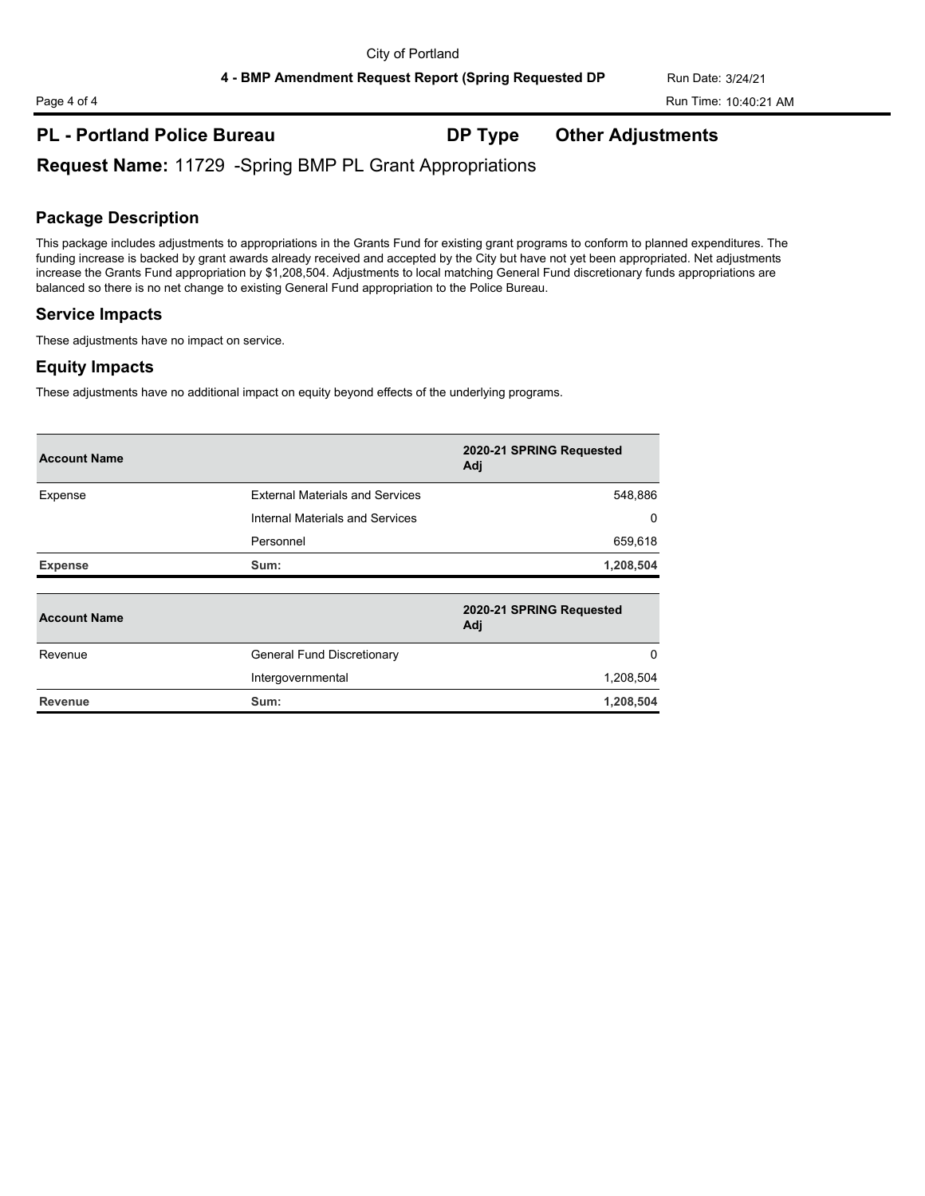## PL - Portland Police Bureau &nbsp;&nbsp;&nbsp; DP Type &nbsp;&nbsp;&nbsp; Other Adjustments

**Request Name:** 11729 -Spring BMP PL Grant Appropriations

### Package Description

This package includes adjustments to appropriations in the Grants Fund for existing grant programs to conform to planned expenditures. The funding increase is backed by grant awards already received and accepted by the City but have not yet been appropriated. Net adjustments increase the Grants Fund appropriation by $1,208,504. Adjustments to local matching General Fund discretionary funds appropriations are balanced so there is no net change to existing General Fund appropriation to the Police Bureau.

### Service Impacts

These adjustments have no impact on service.

### Equity Impacts

These adjustments have no additional impact on equity beyond effects of the underlying programs.

| Account Name | | 2020-21 SPRING Requested Adj |
|---|---|---|
| Expense | External Materials and Services | 548,886 |
| | Internal Materials and Services | 0 |
| | Personnel | 659,618 |
| **Expense** | **Sum:** | **1,208,504** |

| Account Name | | 2020-21 SPRING Requested Adj |
|---|---|---|
| Revenue | General Fund Discretionary | 0 |
| | Intergovernmental | 1,208,504 |
| **Revenue** | **Sum:** | **1,208,504** |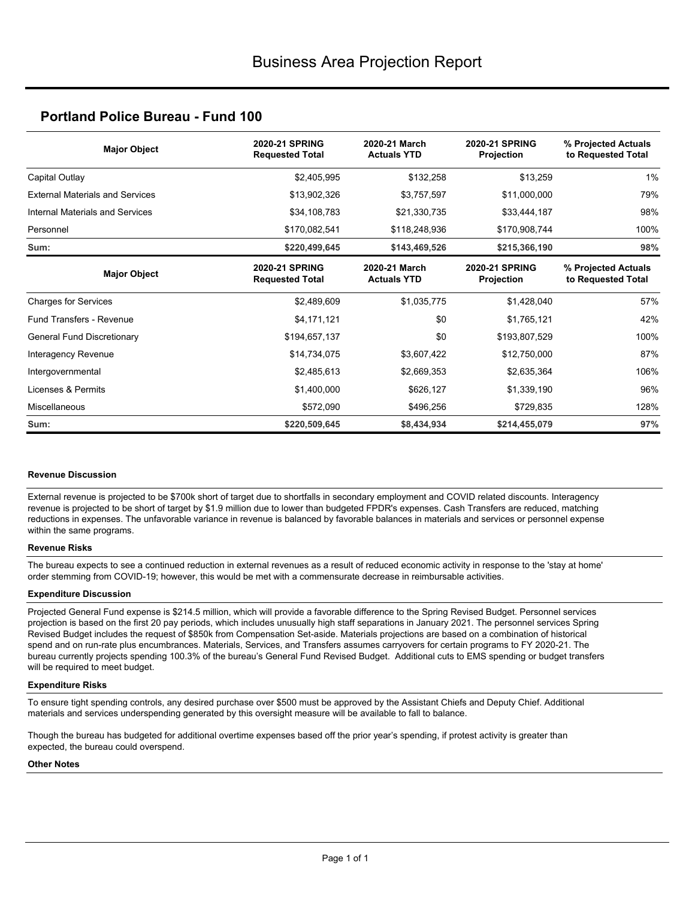# Business Area Projection Report

## Portland Police Bureau - Fund 100

| Major Object | 2020-21 SPRING Requested Total | 2020-21 March Actuals YTD | 2020-21 SPRING Projection | % Projected Actuals to Requested Total |
|---|---|---|---|---|
| Capital Outlay | $2,405,995 | $132,258 | $13,259 | 1% |
| External Materials and Services | $13,902,326 | $3,757,597 | $11,000,000 | 79% |
| Internal Materials and Services | $34,108,783 | $21,330,735 | $33,444,187 | 98% |
| Personnel | $170,082,541 | $118,248,936 | $170,908,744 | 100% |
| **Sum:** | **$220,499,645** | **$143,469,526** | **$215,366,190** | **98%** |
| **Major Object** | **2020-21 SPRING Requested Total** | **2020-21 March Actuals YTD** | **2020-21 SPRING Projection** | **% Projected Actuals to Requested Total** |
| Charges for Services | $2,489,609 | $1,035,775 | $1,428,040 | 57% |
| Fund Transfers - Revenue | $4,171,121 | $0 | $1,765,121 | 42% |
| General Fund Discretionary | $194,657,137 | $0 | $193,807,529 | 100% |
| Interagency Revenue | $14,734,075 | $3,607,422 | $12,750,000 | 87% |
| Intergovernmental | $2,485,613 | $2,669,353 | $2,635,364 | 106% |
| Licenses & Permits | $1,400,000 | $626,127 | $1,339,190 | 96% |
| Miscellaneous | $572,090 | $496,256 | $729,835 | 128% |
| **Sum:** | **$220,509,645** | **$8,434,934** | **$214,455,079** | **97%** |

#### Revenue Discussion

External revenue is projected to be $700k short of target due to shortfalls in secondary employment and COVID related discounts. Interagency revenue is projected to be short of target by $1.9 million due to lower than budgeted FPDR's expenses. Cash Transfers are reduced, matching reductions in expenses. The unfavorable variance in revenue is balanced by favorable balances in materials and services or personnel expense within the same programs.

#### Revenue Risks

The bureau expects to see a continued reduction in external revenues as a result of reduced economic activity in response to the 'stay at home' order stemming from COVID-19; however, this would be met with a commensurate decrease in reimbursable activities.

#### Expenditure Discussion

Projected General Fund expense is $214.5 million, which will provide a favorable difference to the Spring Revised Budget. Personnel services projection is based on the first 20 pay periods, which includes unusually high staff separations in January 2021. The personnel services Spring Revised Budget includes the request of $850k from Compensation Set-aside. Materials projections are based on a combination of historical spend and on run-rate plus encumbrances. Materials, Services, and Transfers assumes carryovers for certain programs to FY 2020-21. The bureau currently projects spending 100.3% of the bureau's General Fund Revised Budget. Additional cuts to EMS spending or budget transfers will be required to meet budget.

#### Expenditure Risks

To ensure tight spending controls, any desired purchase over $500 must be approved by the Assistant Chiefs and Deputy Chief. Additional materials and services underspending generated by this oversight measure will be available to fall to balance.

Though the bureau has budgeted for additional overtime expenses based off the prior year's spending, if protest activity is greater than expected, the bureau could overspend.

#### Other Notes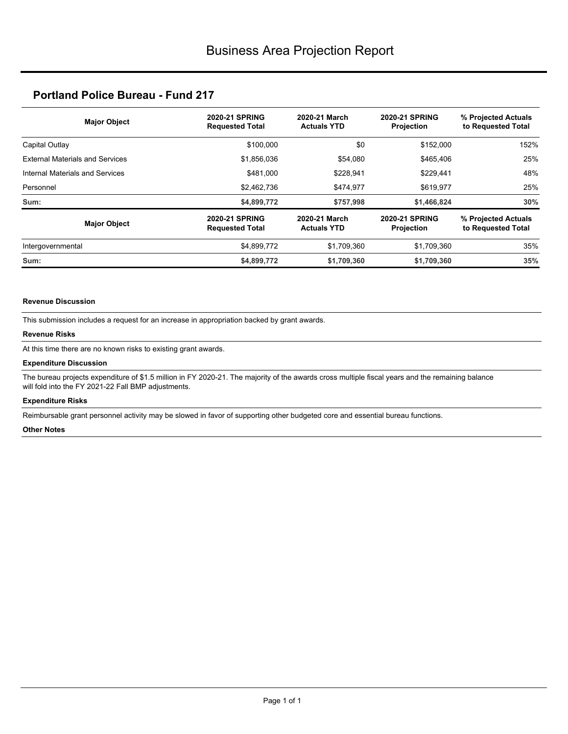# Business Area Projection Report

## Portland Police Bureau - Fund 217

| Major Object | 2020-21 SPRING Requested Total | 2020-21 March Actuals YTD | 2020-21 SPRING Projection | % Projected Actuals to Requested Total |
|---|---|---|---|---|
| Capital Outlay | $100,000 | $0 | $152,000 | 152% |
| External Materials and Services | $1,856,036 | $54,080 | $465,406 | 25% |
| Internal Materials and Services | $481,000 | $228,941 | $229,441 | 48% |
| Personnel | $2,462,736 | $474,977 | $619,977 | 25% |
| **Sum:** | **$4,899,772** | **$757,998** | **$1,466,824** | **30%** |

| Major Object | 2020-21 SPRING Requested Total | 2020-21 March Actuals YTD | 2020-21 SPRING Projection | % Projected Actuals to Requested Total |
|---|---|---|---|---|
| Intergovernmental | $4,899,772 | $1,709,360 | $1,709,360 | 35% |
| **Sum:** | **$4,899,772** | **$1,709,360** | **$1,709,360** | **35%** |

**Revenue Discussion**

This submission includes a request for an increase in appropriation backed by grant awards.

**Revenue Risks**

At this time there are no known risks to existing grant awards.

**Expenditure Discussion**

The bureau projects expenditure of $1.5 million in FY 2020-21. The majority of the awards cross multiple fiscal years and the remaining balance will fold into the FY 2021-22 Fall BMP adjustments.

**Expenditure Risks**

Reimbursable grant personnel activity may be slowed in favor of supporting other budgeted core and essential bureau functions.

**Other Notes**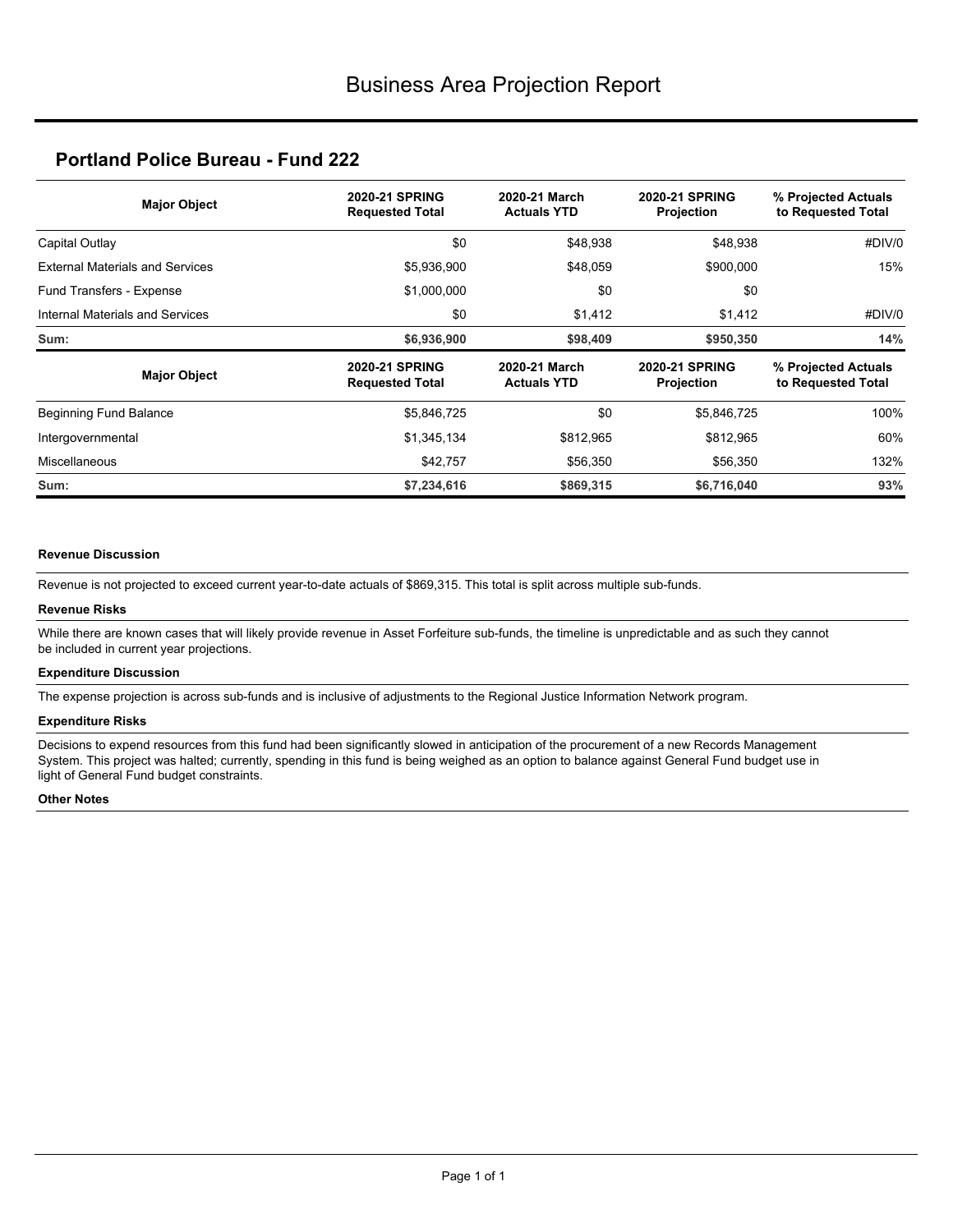# Business Area Projection Report

## Portland Police Bureau - Fund 222

| Major Object | 2020-21 SPRING Requested Total | 2020-21 March Actuals YTD | 2020-21 SPRING Projection | % Projected Actuals to Requested Total |
|---|---|---|---|---|
| Capital Outlay | $0 | $48,938 | $48,938 | #DIV/0 |
| External Materials and Services | $5,936,900 | $48,059 | $900,000 | 15% |
| Fund Transfers - Expense | $1,000,000 | $0 | $0 | |
| Internal Materials and Services | $0 | $1,412 | $1,412 | #DIV/0 |
| **Sum:** | **$6,936,900** | **$98,409** | **$950,350** | **14%** |

| Major Object | 2020-21 SPRING Requested Total | 2020-21 March Actuals YTD | 2020-21 SPRING Projection | % Projected Actuals to Requested Total |
|---|---|---|---|---|
| Beginning Fund Balance | $5,846,725 | $0 | $5,846,725 | 100% |
| Intergovernmental | $1,345,134 | $812,965 | $812,965 | 60% |
| Miscellaneous | $42,757 | $56,350 | $56,350 | 132% |
| **Sum:** | **$7,234,616** | **$869,315** | **$6,716,040** | **93%** |

**Revenue Discussion**

Revenue is not projected to exceed current year-to-date actuals of $869,315. This total is split across multiple sub-funds.

**Revenue Risks**

While there are known cases that will likely provide revenue in Asset Forfeiture sub-funds, the timeline is unpredictable and as such they cannot be included in current year projections.

**Expenditure Discussion**

The expense projection is across sub-funds and is inclusive of adjustments to the Regional Justice Information Network program.

**Expenditure Risks**

Decisions to expend resources from this fund had been significantly slowed in anticipation of the procurement of a new Records Management System. This project was halted; currently, spending in this fund is being weighed as an option to balance against General Fund budget use in light of General Fund budget constraints.

**Other Notes**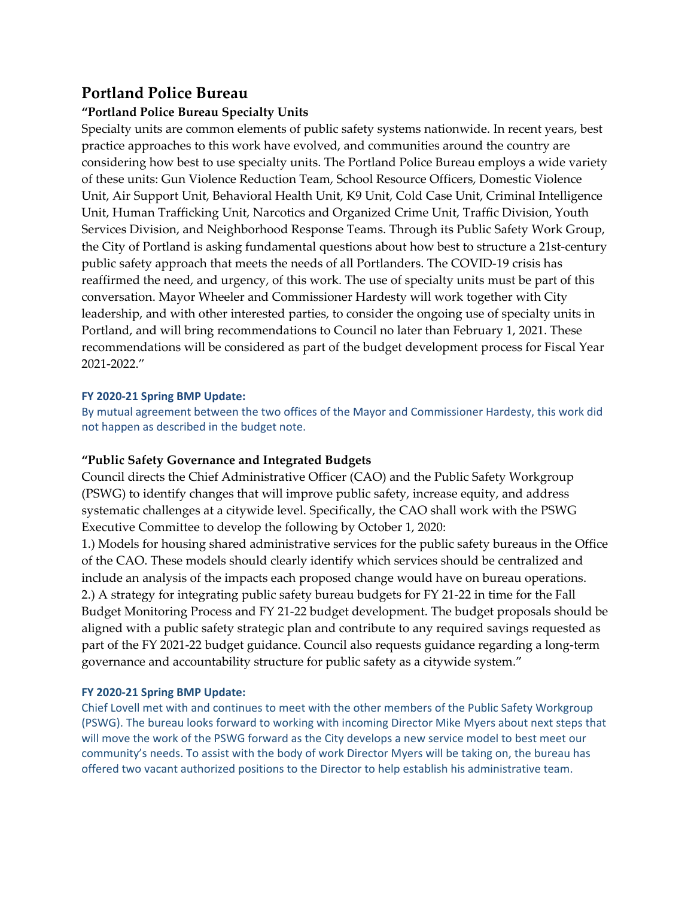## Portland Police Bureau

**"Portland Police Bureau Specialty Units**

Specialty units are common elements of public safety systems nationwide. In recent years, best practice approaches to this work have evolved, and communities around the country are considering how best to use specialty units. The Portland Police Bureau employs a wide variety of these units: Gun Violence Reduction Team, School Resource Officers, Domestic Violence Unit, Air Support Unit, Behavioral Health Unit, K9 Unit, Cold Case Unit, Criminal Intelligence Unit, Human Trafficking Unit, Narcotics and Organized Crime Unit, Traffic Division, Youth Services Division, and Neighborhood Response Teams. Through its Public Safety Work Group, the City of Portland is asking fundamental questions about how best to structure a 21st-century public safety approach that meets the needs of all Portlanders. The COVID-19 crisis has reaffirmed the need, and urgency, of this work. The use of specialty units must be part of this conversation. Mayor Wheeler and Commissioner Hardesty will work together with City leadership, and with other interested parties, to consider the ongoing use of specialty units in Portland, and will bring recommendations to Council no later than February 1, 2021. These recommendations will be considered as part of the budget development process for Fiscal Year 2021-2022."

**FY 2020-21 Spring BMP Update:**

By mutual agreement between the two offices of the Mayor and Commissioner Hardesty, this work did not happen as described in the budget note.

**"Public Safety Governance and Integrated Budgets**

Council directs the Chief Administrative Officer (CAO) and the Public Safety Workgroup (PSWG) to identify changes that will improve public safety, increase equity, and address systematic challenges at a citywide level. Specifically, the CAO shall work with the PSWG Executive Committee to develop the following by October 1, 2020:

1.) Models for housing shared administrative services for the public safety bureaus in the Office of the CAO. These models should clearly identify which services should be centralized and include an analysis of the impacts each proposed change would have on bureau operations.

2.) A strategy for integrating public safety bureau budgets for FY 21-22 in time for the Fall Budget Monitoring Process and FY 21-22 budget development. The budget proposals should be aligned with a public safety strategic plan and contribute to any required savings requested as part of the FY 2021-22 budget guidance. Council also requests guidance regarding a long-term governance and accountability structure for public safety as a citywide system."

**FY 2020-21 Spring BMP Update:**

Chief Lovell met with and continues to meet with the other members of the Public Safety Workgroup (PSWG). The bureau looks forward to working with incoming Director Mike Myers about next steps that will move the work of the PSWG forward as the City develops a new service model to best meet our community's needs. To assist with the body of work Director Myers will be taking on, the bureau has offered two vacant authorized positions to the Director to help establish his administrative team.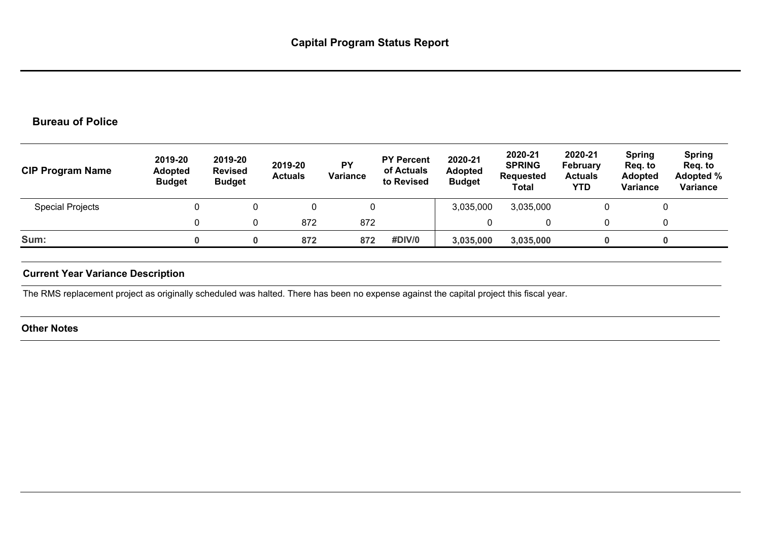# Capital Program Status Report

## Bureau of Police

| CIP Program Name | 2019-20 Adopted Budget | 2019-20 Revised Budget | 2019-20 Actuals | PY Variance | PY Percent of Actuals to Revised | 2020-21 Adopted Budget | 2020-21 SPRING Requested Total | 2020-21 February Actuals YTD | Spring Req. to Adopted Variance | Spring Req. to Adopted % Variance |
|---|---|---|---|---|---|---|---|---|---|---|
| Special Projects | 0 | 0 | 0 | 0 | | 3,035,000 | 3,035,000 | 0 | 0 | |
| | 0 | 0 | 872 | 872 | | 0 | 0 | 0 | 0 | |
| **Sum:** | **0** | **0** | **872** | **872** | **#DIV/0** | **3,035,000** | **3,035,000** | **0** | **0** | |

### Current Year Variance Description

The RMS replacement project as originally scheduled was halted. There has been no expense against the capital project this fiscal year.

### Other Notes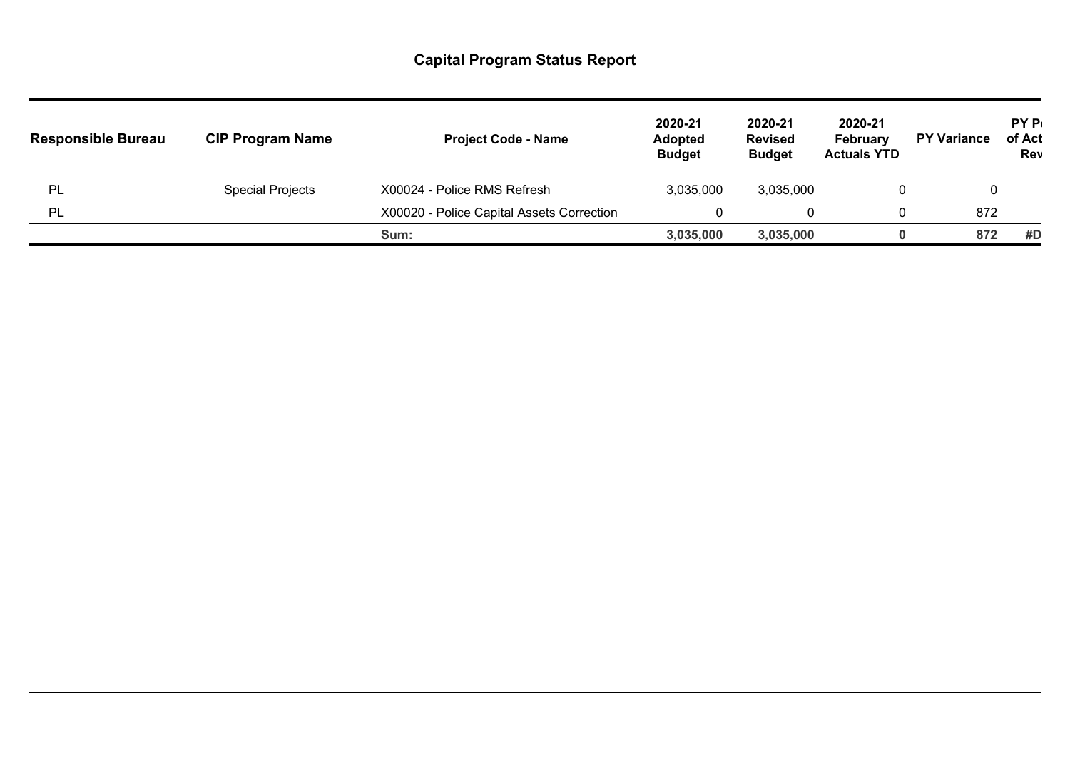# Capital Program Status Report

| Responsible Bureau | CIP Program Name | Project Code - Name | 2020-21 Adopted Budget | 2020-21 Revised Budget | 2020-21 February Actuals YTD | PY Variance | PY P of Act Rev |
|---|---|---|---|---|---|---|---|
| PL | Special Projects | X00024 - Police RMS Refresh | 3,035,000 | 3,035,000 | 0 | 0 | |
| PL | | X00020 - Police Capital Assets Correction | 0 | 0 | 0 | 872 | |
| | | **Sum:** | **3,035,000** | **3,035,000** | **0** | **872** | **#D** |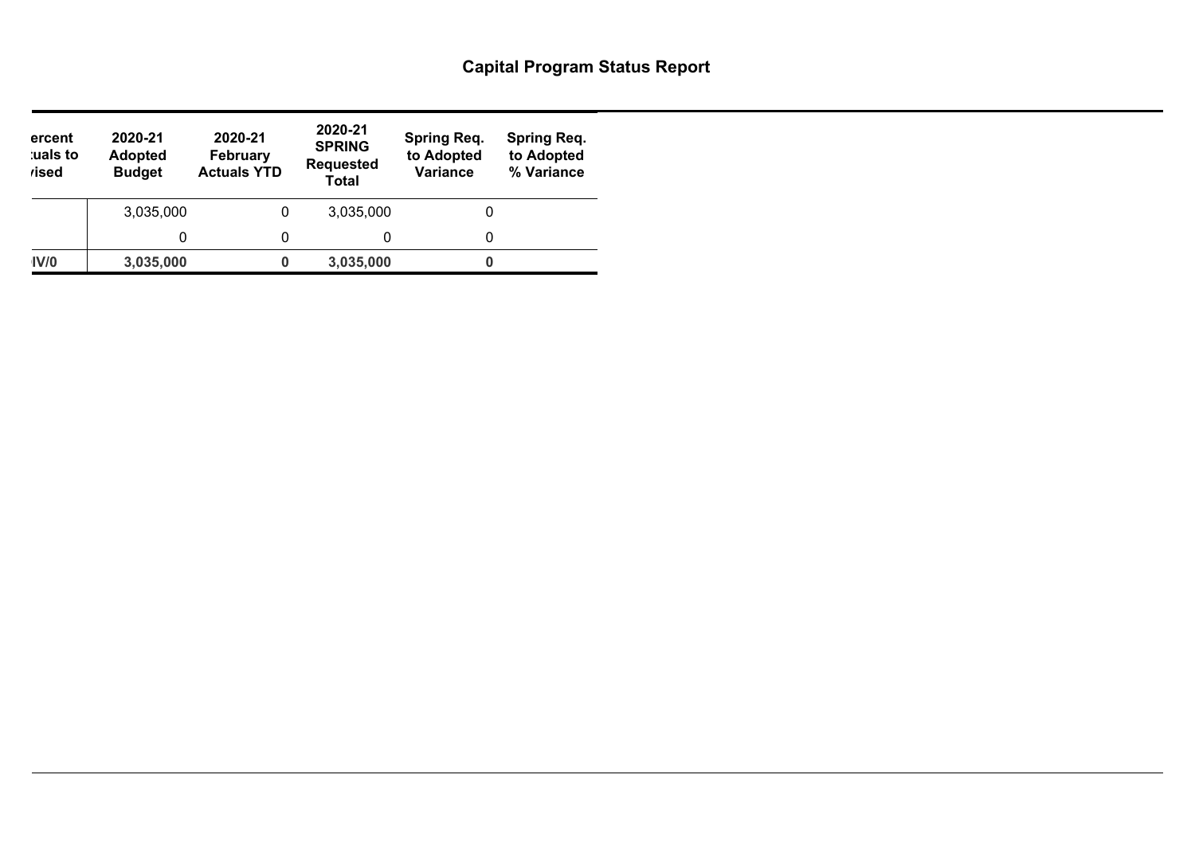# Capital Program Status Report

| ercent<br>:uals to<br>/ised | 2020-21 Adopted Budget | 2020-21 February Actuals YTD | 2020-21 SPRING Requested Total | Spring Req. to Adopted Variance | Spring Req. to Adopted % Variance |
|---|---|---|---|---|---|
| | 3,035,000 | 0 | 3,035,000 | 0 | |
| | 0 | 0 | 0 | 0 | |
| **IV/0** | **3,035,000** | **0** | **3,035,000** | **0** | |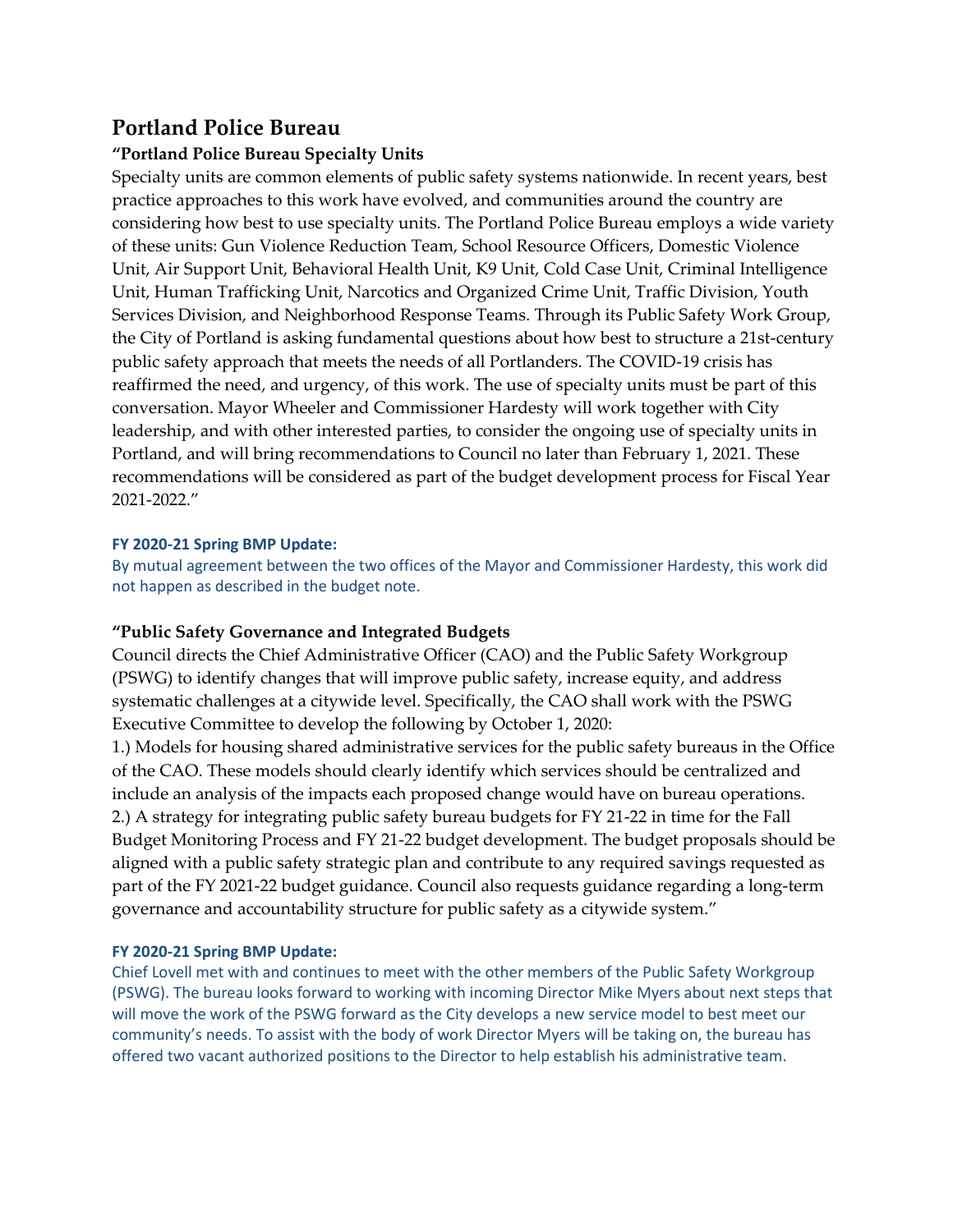## Portland Police Bureau

**"Portland Police Bureau Specialty Units**

Specialty units are common elements of public safety systems nationwide. In recent years, best practice approaches to this work have evolved, and communities around the country are considering how best to use specialty units. The Portland Police Bureau employs a wide variety of these units: Gun Violence Reduction Team, School Resource Officers, Domestic Violence Unit, Air Support Unit, Behavioral Health Unit, K9 Unit, Cold Case Unit, Criminal Intelligence Unit, Human Trafficking Unit, Narcotics and Organized Crime Unit, Traffic Division, Youth Services Division, and Neighborhood Response Teams. Through its Public Safety Work Group, the City of Portland is asking fundamental questions about how best to structure a 21st-century public safety approach that meets the needs of all Portlanders. The COVID-19 crisis has reaffirmed the need, and urgency, of this work. The use of specialty units must be part of this conversation. Mayor Wheeler and Commissioner Hardesty will work together with City leadership, and with other interested parties, to consider the ongoing use of specialty units in Portland, and will bring recommendations to Council no later than February 1, 2021. These recommendations will be considered as part of the budget development process for Fiscal Year 2021-2022."

**FY 2020-21 Spring BMP Update:**

By mutual agreement between the two offices of the Mayor and Commissioner Hardesty, this work did not happen as described in the budget note.

**"Public Safety Governance and Integrated Budgets**

Council directs the Chief Administrative Officer (CAO) and the Public Safety Workgroup (PSWG) to identify changes that will improve public safety, increase equity, and address systematic challenges at a citywide level. Specifically, the CAO shall work with the PSWG Executive Committee to develop the following by October 1, 2020:

1.) Models for housing shared administrative services for the public safety bureaus in the Office of the CAO. These models should clearly identify which services should be centralized and include an analysis of the impacts each proposed change would have on bureau operations.

2.) A strategy for integrating public safety bureau budgets for FY 21-22 in time for the Fall Budget Monitoring Process and FY 21-22 budget development. The budget proposals should be aligned with a public safety strategic plan and contribute to any required savings requested as part of the FY 2021-22 budget guidance. Council also requests guidance regarding a long-term governance and accountability structure for public safety as a citywide system."

**FY 2020-21 Spring BMP Update:**

Chief Lovell met with and continues to meet with the other members of the Public Safety Workgroup (PSWG). The bureau looks forward to working with incoming Director Mike Myers about next steps that will move the work of the PSWG forward as the City develops a new service model to best meet our community's needs. To assist with the body of work Director Myers will be taking on, the bureau has offered two vacant authorized positions to the Director to help establish his administrative team.